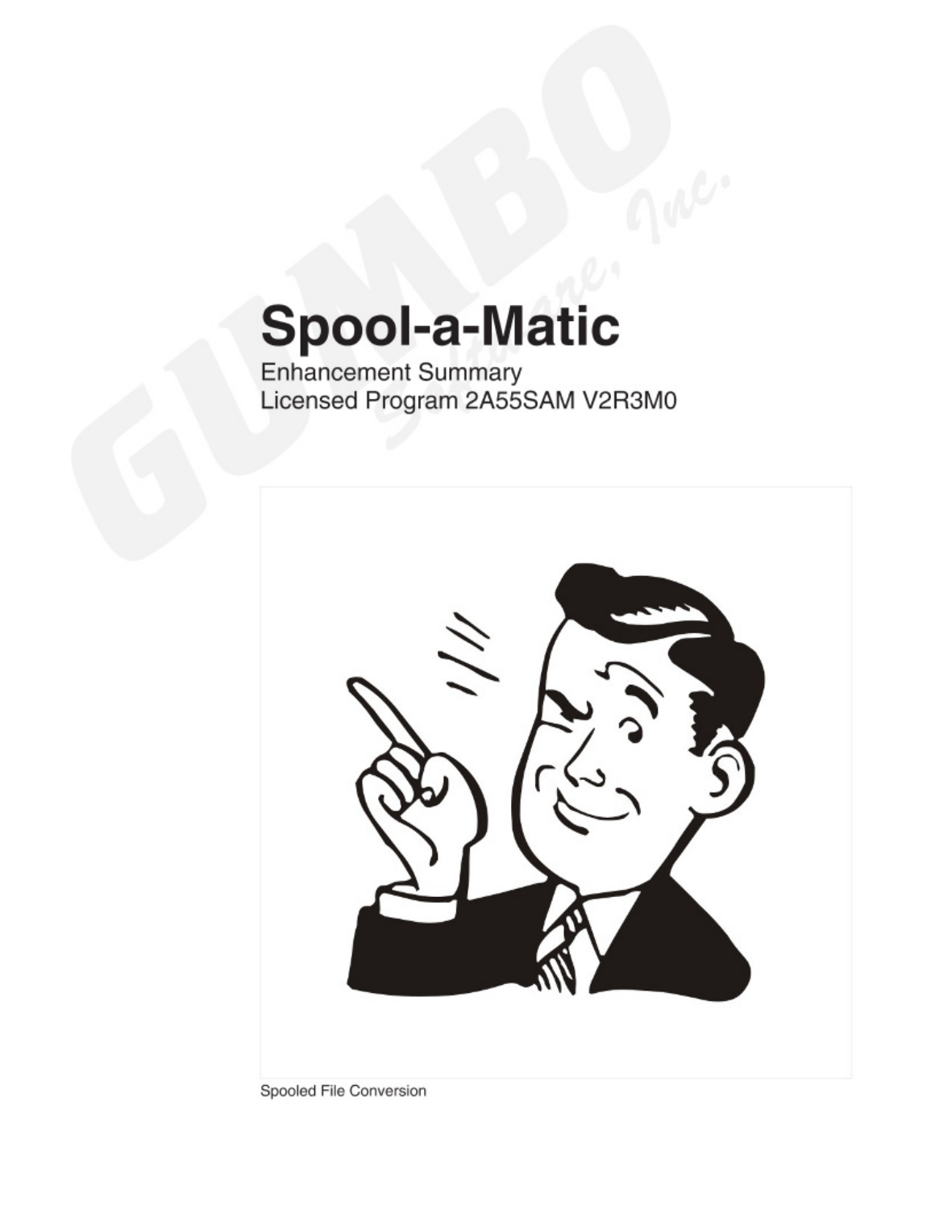# Spool-a-Matic

Enhancement Summary
Licensed Program 2A55SAM V2R3M0

Spooled File Conversion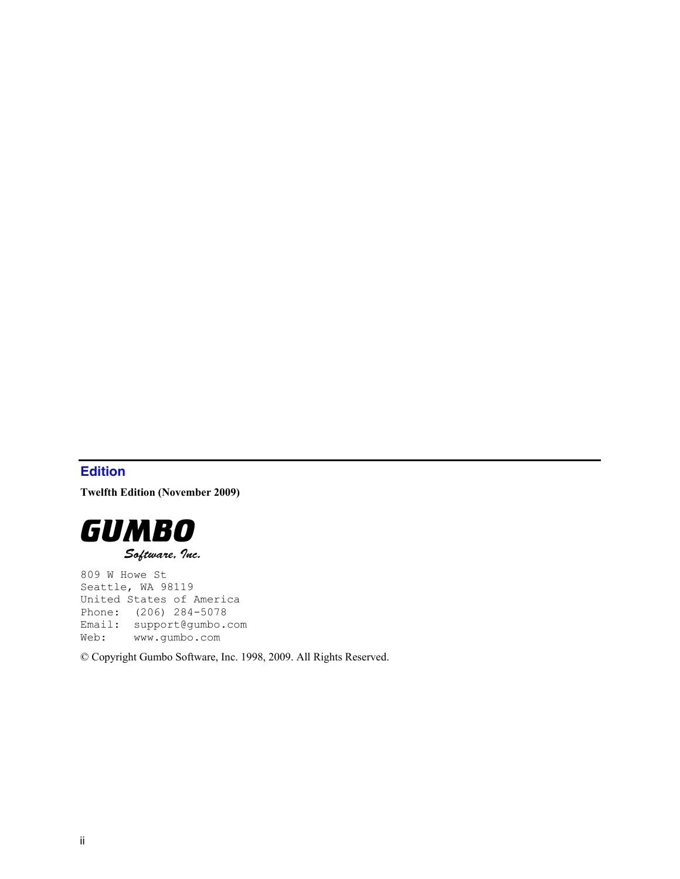## Edition

**Twelfth Edition (November 2009)**

**GUMBO**
*Software, Inc.*

```
809 W Howe St
Seattle, WA 98119
United States of America
Phone:  (206) 284-5078
Email:  support@gumbo.com
Web:    www.gumbo.com
```

© Copyright Gumbo Software, Inc. 1998, 2009. All Rights Reserved.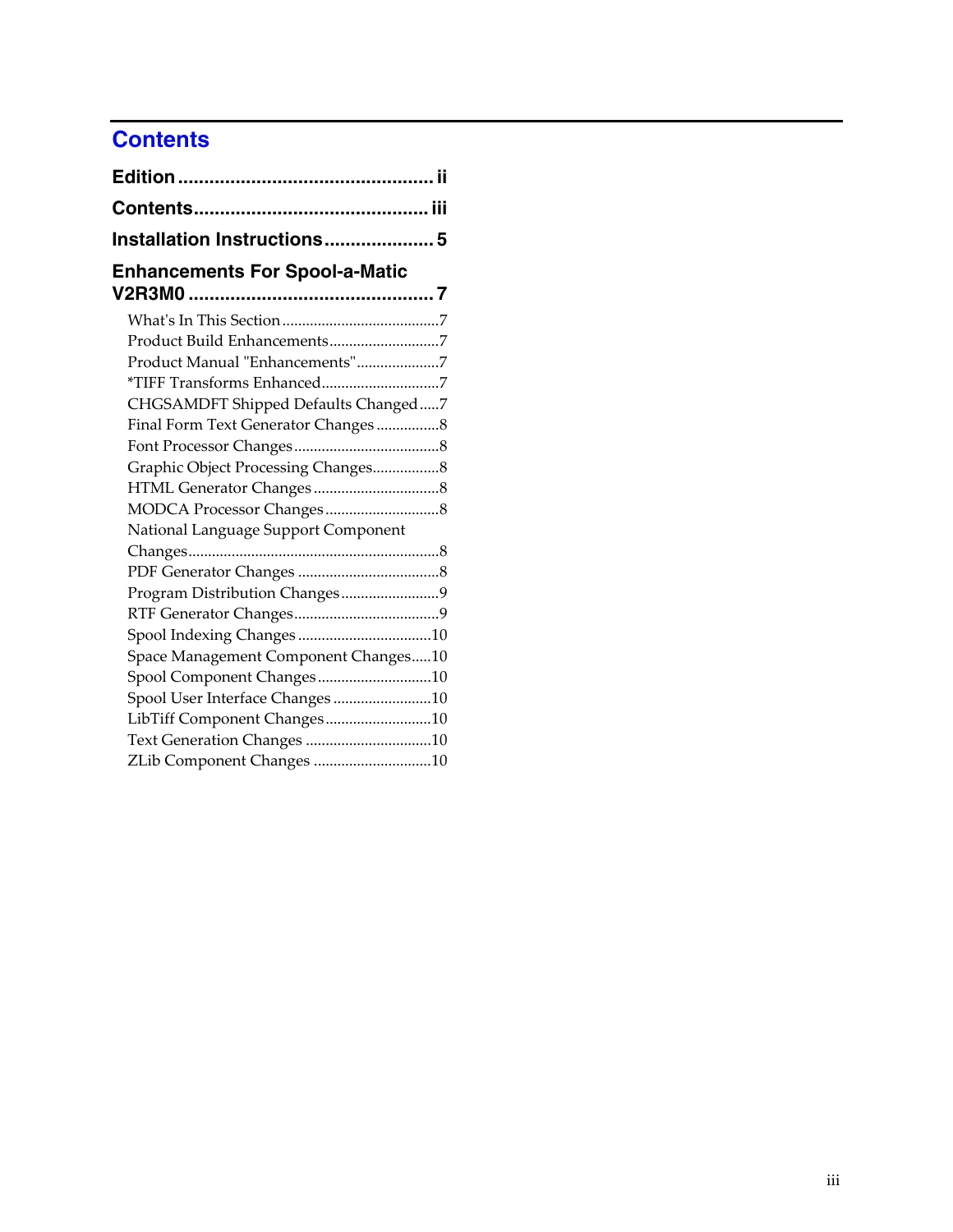# Contents

**Edition ................................................ ii**

**Contents........................................... iii**

**Installation Instructions.................... 5**

**Enhancements For Spool-a-Matic V2R3M0 .............................................. 7**

What's In This Section .......................................7
Product Build Enhancements...........................7
Product Manual "Enhancements"....................7
*TIFF Transforms Enhanced.............................7
CHGSAMDFT Shipped Defaults Changed.....7
Final Form Text Generator Changes ...............8
Font Processor Changes....................................8
Graphic Object Processing Changes................8
HTML Generator Changes...............................8
MODCA Processor Changes............................8
National Language Support Component Changes..............................................................8
PDF Generator Changes ...................................8
Program Distribution Changes........................9
RTF Generator Changes....................................9
Spool Indexing Changes .................................10
Space Management Component Changes.....10
Spool Component Changes............................10
Spool User Interface Changes ........................10
LibTiff Component Changes..........................10
Text Generation Changes ...............................10
ZLib Component Changes .............................10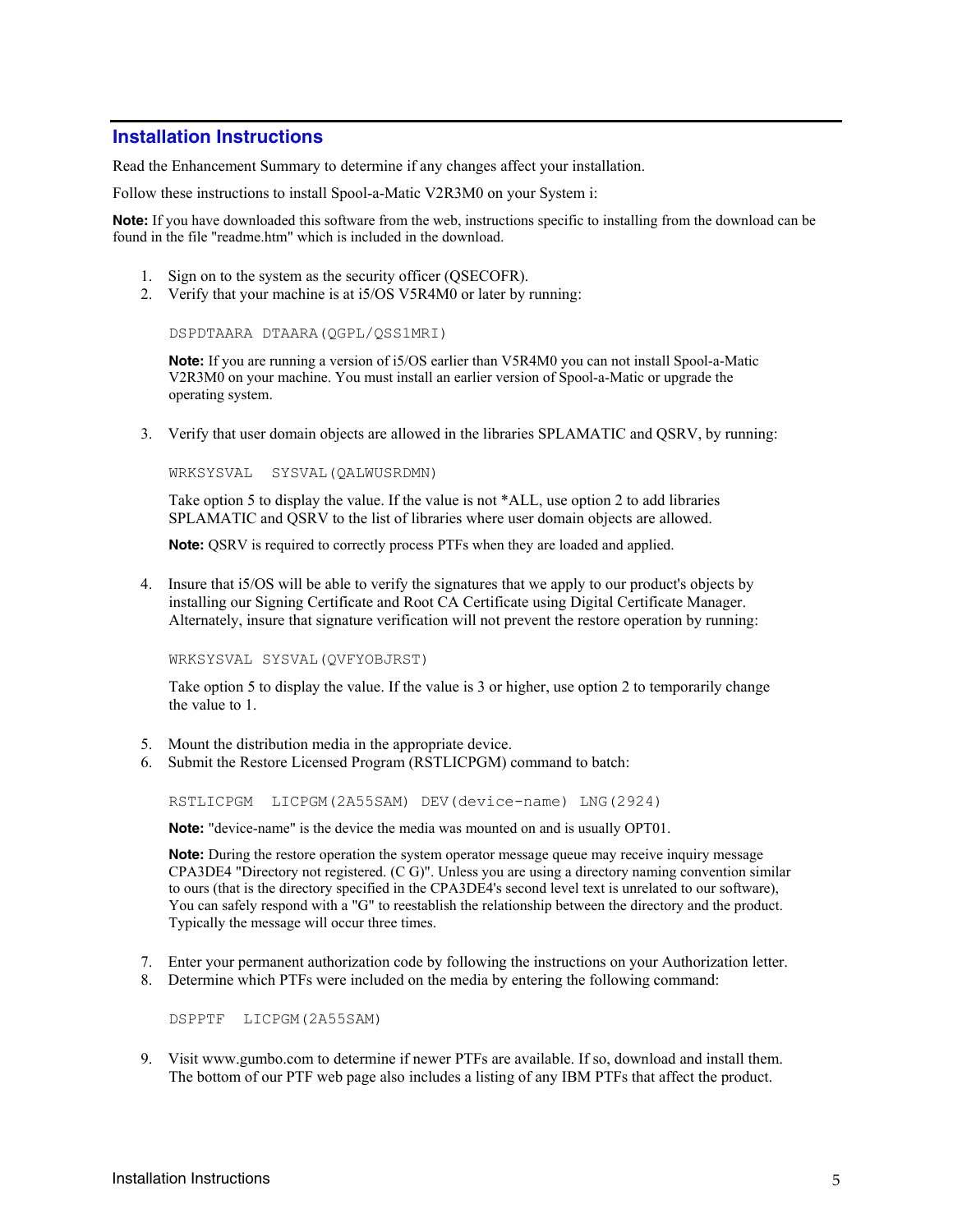## Installation Instructions

Read the Enhancement Summary to determine if any changes affect your installation.

Follow these instructions to install Spool-a-Matic V2R3M0 on your System i:

**Note:** If you have downloaded this software from the web, instructions specific to installing from the download can be found in the file "readme.htm" which is included in the download.

1. Sign on to the system as the security officer (QSECOFR).
2. Verify that your machine is at i5/OS V5R4M0 or later by running:

   ```
   DSPDTAARA DTAARA(QGPL/QSS1MRI)
   ```

   **Note:** If you are running a version of i5/OS earlier than V5R4M0 you can not install Spool-a-Matic V2R3M0 on your machine. You must install an earlier version of Spool-a-Matic or upgrade the operating system.

3. Verify that user domain objects are allowed in the libraries SPLAMATIC and QSRV, by running:

   ```
   WRKSYSVAL  SYSVAL(QALWUSRDMN)
   ```

   Take option 5 to display the value. If the value is not *ALL, use option 2 to add libraries SPLAMATIC and QSRV to the list of libraries where user domain objects are allowed.

   **Note:** QSRV is required to correctly process PTFs when they are loaded and applied.

4. Insure that i5/OS will be able to verify the signatures that we apply to our product's objects by installing our Signing Certificate and Root CA Certificate using Digital Certificate Manager. Alternately, insure that signature verification will not prevent the restore operation by running:

   ```
   WRKSYSVAL SYSVAL(QVFYOBJRST)
   ```

   Take option 5 to display the value. If the value is 3 or higher, use option 2 to temporarily change the value to 1.

5. Mount the distribution media in the appropriate device.
6. Submit the Restore Licensed Program (RSTLICPGM) command to batch:

   ```
   RSTLICPGM  LICPGM(2A55SAM) DEV(device-name) LNG(2924)
   ```

   **Note:** "device-name" is the device the media was mounted on and is usually OPT01.

   **Note:** During the restore operation the system operator message queue may receive inquiry message CPA3DE4 "Directory not registered. (C G)". Unless you are using a directory naming convention similar to ours (that is the directory specified in the CPA3DE4's second level text is unrelated to our software), You can safely respond with a "G" to reestablish the relationship between the directory and the product. Typically the message will occur three times.

7. Enter your permanent authorization code by following the instructions on your Authorization letter.
8. Determine which PTFs were included on the media by entering the following command:

   ```
   DSPPTF  LICPGM(2A55SAM)
   ```

9. Visit www.gumbo.com to determine if newer PTFs are available. If so, download and install them. The bottom of our PTF web page also includes a listing of any IBM PTFs that affect the product.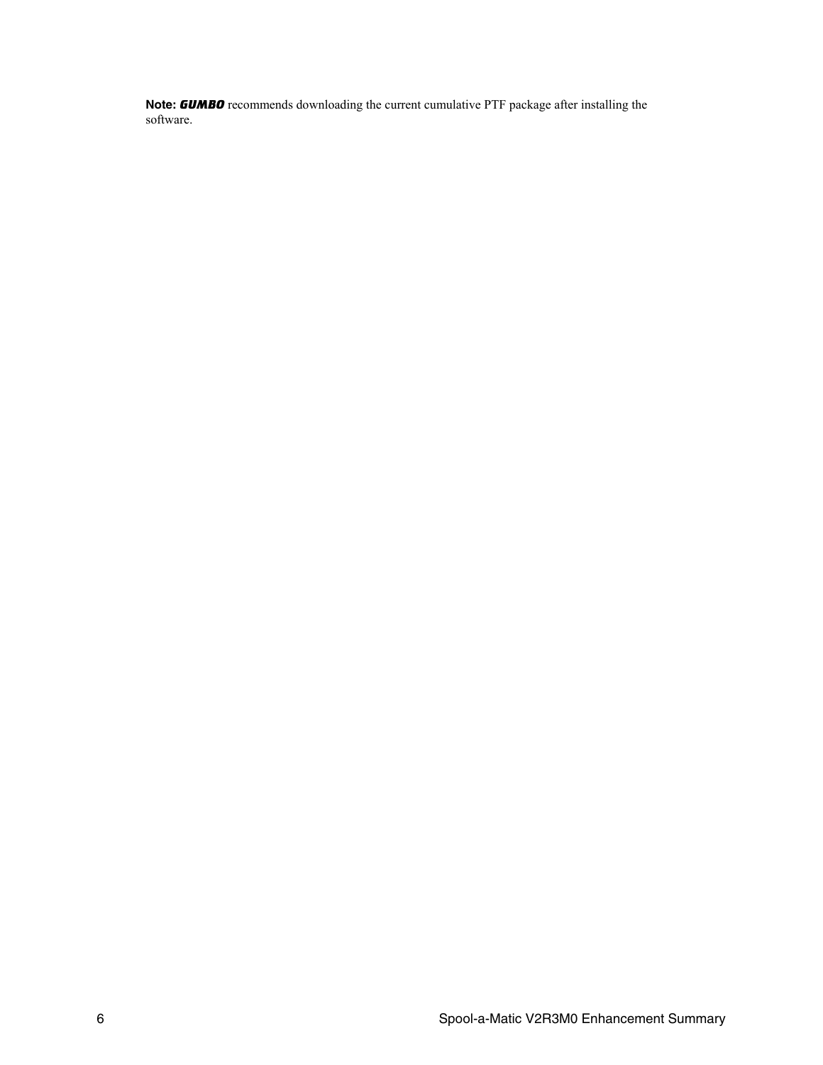**Note:** ***GUMBO*** recommends downloading the current cumulative PTF package after installing the software.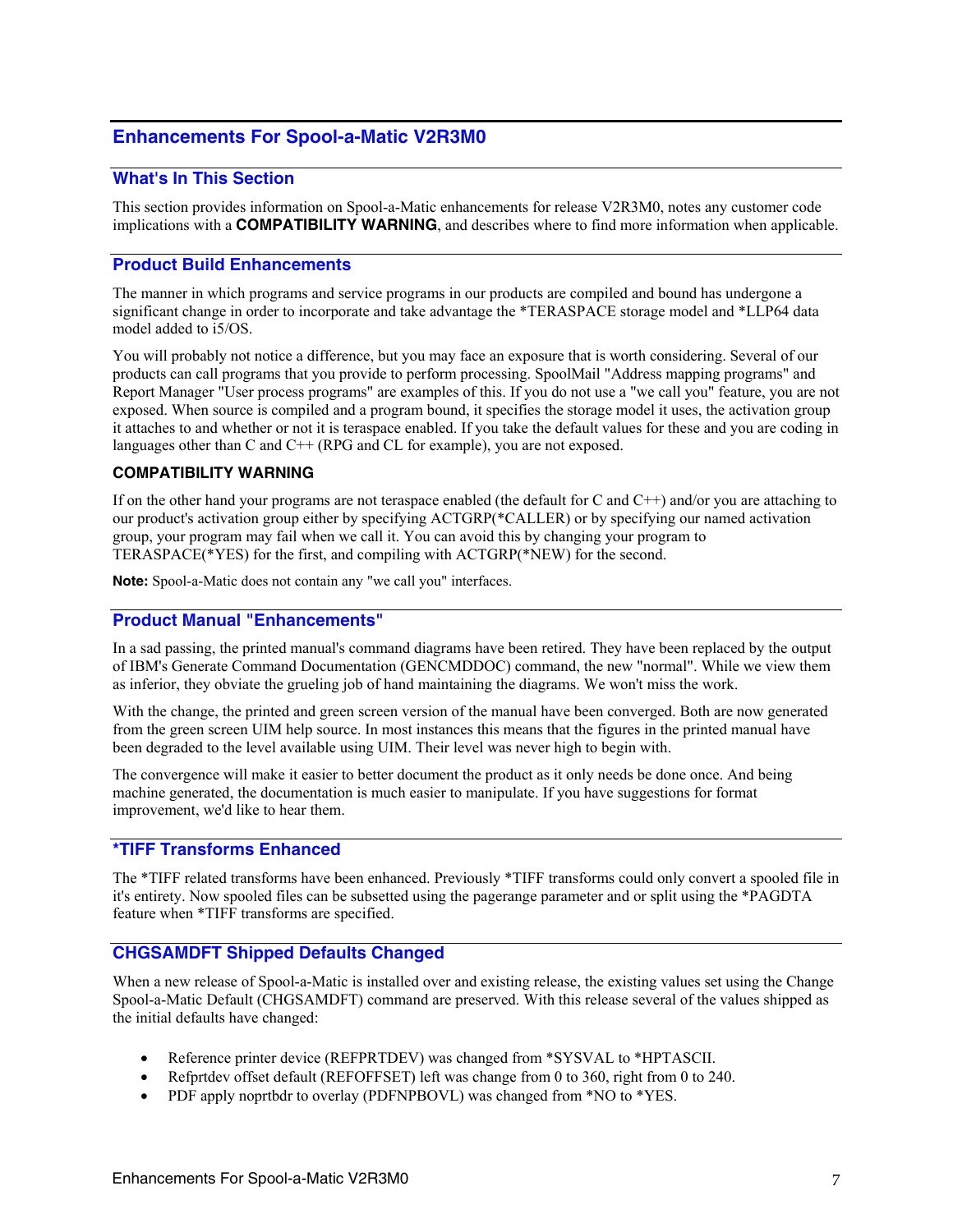# Enhancements For Spool-a-Matic V2R3M0

## What's In This Section

This section provides information on Spool-a-Matic enhancements for release V2R3M0, notes any customer code implications with a **COMPATIBILITY WARNING**, and describes where to find more information when applicable.

## Product Build Enhancements

The manner in which programs and service programs in our products are compiled and bound has undergone a significant change in order to incorporate and take advantage the *TERASPACE storage model and *LLP64 data model added to i5/OS.

You will probably not notice a difference, but you may face an exposure that is worth considering. Several of our products can call programs that you provide to perform processing. SpoolMail "Address mapping programs" and Report Manager "User process programs" are examples of this. If you do not use a "we call you" feature, you are not exposed. When source is compiled and a program bound, it specifies the storage model it uses, the activation group it attaches to and whether or not it is teraspace enabled. If you take the default values for these and you are coding in languages other than C and C++ (RPG and CL for example), you are not exposed.

### COMPATIBILITY WARNING

If on the other hand your programs are not teraspace enabled (the default for C and C++) and/or you are attaching to our product's activation group either by specifying ACTGRP(*CALLER) or by specifying our named activation group, your program may fail when we call it. You can avoid this by changing your program to TERASPACE(*YES) for the first, and compiling with ACTGRP(*NEW) for the second.

**Note:** Spool-a-Matic does not contain any "we call you" interfaces.

## Product Manual "Enhancements"

In a sad passing, the printed manual's command diagrams have been retired. They have been replaced by the output of IBM's Generate Command Documentation (GENCMDDOC) command, the new "normal". While we view them as inferior, they obviate the grueling job of hand maintaining the diagrams. We won't miss the work.

With the change, the printed and green screen version of the manual have been converged. Both are now generated from the green screen UIM help source. In most instances this means that the figures in the printed manual have been degraded to the level available using UIM. Their level was never high to begin with.

The convergence will make it easier to better document the product as it only needs be done once. And being machine generated, the documentation is much easier to manipulate. If you have suggestions for format improvement, we'd like to hear them.

## *TIFF Transforms Enhanced

The *TIFF related transforms have been enhanced. Previously *TIFF transforms could only convert a spooled file in it's entirety. Now spooled files can be subsetted using the pagerange parameter and or split using the *PAGDTA feature when *TIFF transforms are specified.

## CHGSAMDFT Shipped Defaults Changed

When a new release of Spool-a-Matic is installed over and existing release, the existing values set using the Change Spool-a-Matic Default (CHGSAMDFT) command are preserved. With this release several of the values shipped as the initial defaults have changed:

- Reference printer device (REFPRTDEV) was changed from *SYSVAL to *HPTASCII.
- Refprtdev offset default (REFOFFSET) left was change from 0 to 360, right from 0 to 240.
- PDF apply noprtbdr to overlay (PDFNPBOVL) was changed from *NO to *YES.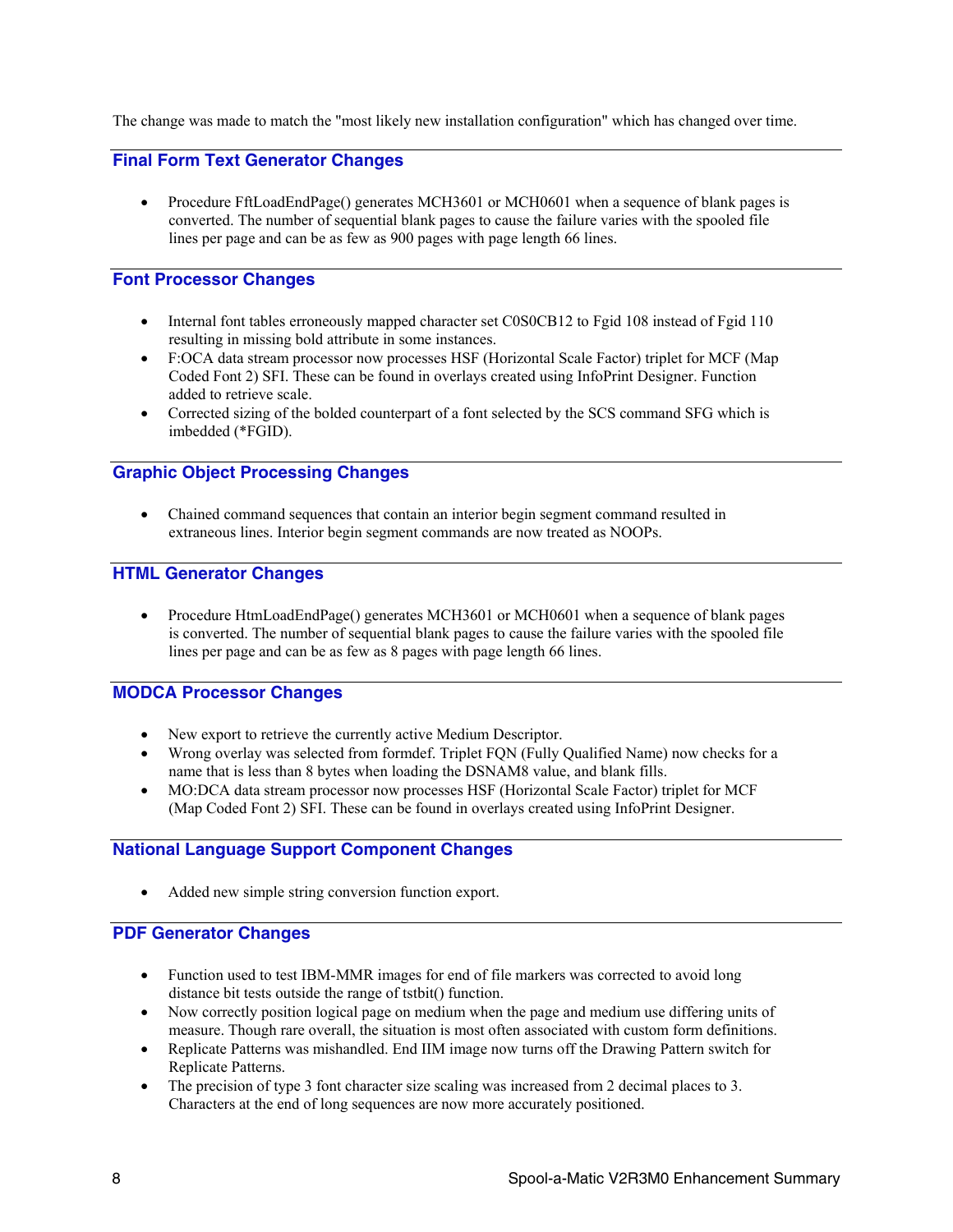The change was made to match the "most likely new installation configuration" which has changed over time.

## Final Form Text Generator Changes

- Procedure FftLoadEndPage() generates MCH3601 or MCH0601 when a sequence of blank pages is converted. The number of sequential blank pages to cause the failure varies with the spooled file lines per page and can be as few as 900 pages with page length 66 lines.

## Font Processor Changes

- Internal font tables erroneously mapped character set C0S0CB12 to Fgid 108 instead of Fgid 110 resulting in missing bold attribute in some instances.
- F:OCA data stream processor now processes HSF (Horizontal Scale Factor) triplet for MCF (Map Coded Font 2) SFI. These can be found in overlays created using InfoPrint Designer. Function added to retrieve scale.
- Corrected sizing of the bolded counterpart of a font selected by the SCS command SFG which is imbedded (*FGID).

## Graphic Object Processing Changes

- Chained command sequences that contain an interior begin segment command resulted in extraneous lines. Interior begin segment commands are now treated as NOOPs.

## HTML Generator Changes

- Procedure HtmLoadEndPage() generates MCH3601 or MCH0601 when a sequence of blank pages is converted. The number of sequential blank pages to cause the failure varies with the spooled file lines per page and can be as few as 8 pages with page length 66 lines.

## MODCA Processor Changes

- New export to retrieve the currently active Medium Descriptor.
- Wrong overlay was selected from formdef. Triplet FQN (Fully Qualified Name) now checks for a name that is less than 8 bytes when loading the DSNAM8 value, and blank fills.
- MO:DCA data stream processor now processes HSF (Horizontal Scale Factor) triplet for MCF (Map Coded Font 2) SFI. These can be found in overlays created using InfoPrint Designer.

## National Language Support Component Changes

- Added new simple string conversion function export.

## PDF Generator Changes

- Function used to test IBM-MMR images for end of file markers was corrected to avoid long distance bit tests outside the range of tstbit() function.
- Now correctly position logical page on medium when the page and medium use differing units of measure. Though rare overall, the situation is most often associated with custom form definitions.
- Replicate Patterns was mishandled. End IIM image now turns off the Drawing Pattern switch for Replicate Patterns.
- The precision of type 3 font character size scaling was increased from 2 decimal places to 3. Characters at the end of long sequences are now more accurately positioned.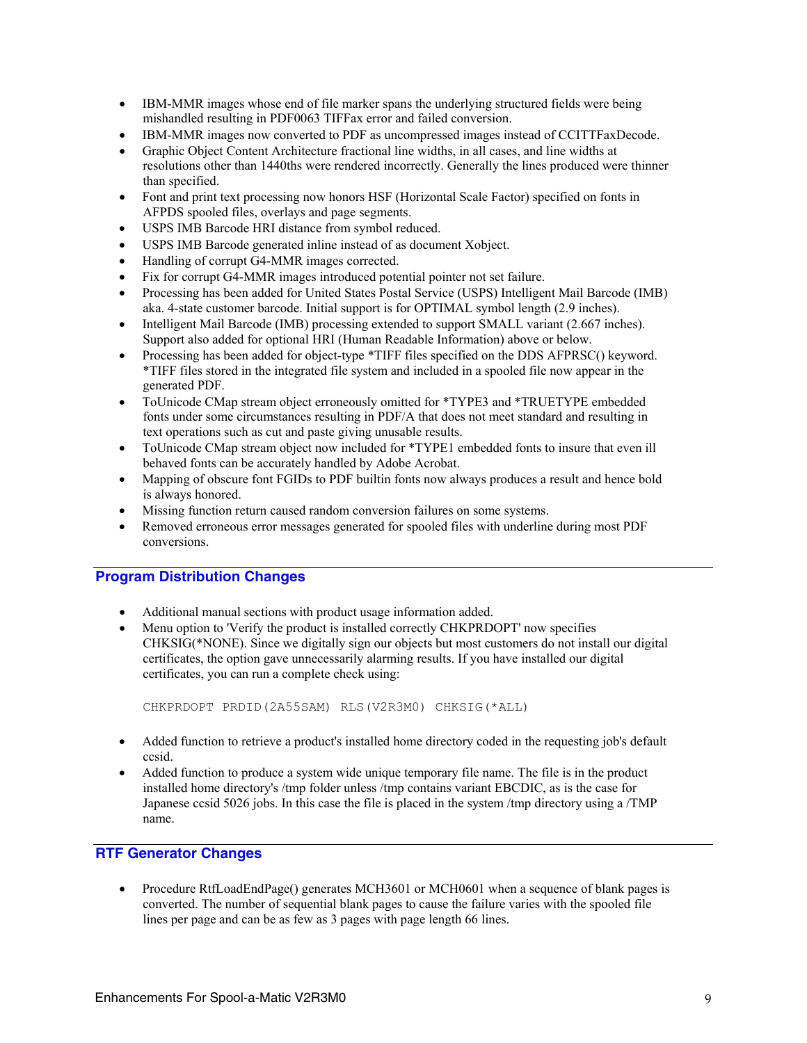- IBM-MMR images whose end of file marker spans the underlying structured fields were being mishandled resulting in PDF0063 TIFFax error and failed conversion.
- IBM-MMR images now converted to PDF as uncompressed images instead of CCITTFaxDecode.
- Graphic Object Content Architecture fractional line widths, in all cases, and line widths at resolutions other than 1440ths were rendered incorrectly. Generally the lines produced were thinner than specified.
- Font and print text processing now honors HSF (Horizontal Scale Factor) specified on fonts in AFPDS spooled files, overlays and page segments.
- USPS IMB Barcode HRI distance from symbol reduced.
- USPS IMB Barcode generated inline instead of as document Xobject.
- Handling of corrupt G4-MMR images corrected.
- Fix for corrupt G4-MMR images introduced potential pointer not set failure.
- Processing has been added for United States Postal Service (USPS) Intelligent Mail Barcode (IMB) aka. 4-state customer barcode. Initial support is for OPTIMAL symbol length (2.9 inches).
- Intelligent Mail Barcode (IMB) processing extended to support SMALL variant (2.667 inches). Support also added for optional HRI (Human Readable Information) above or below.
- Processing has been added for object-type *TIFF files specified on the DDS AFPRSC() keyword. *TIFF files stored in the integrated file system and included in a spooled file now appear in the generated PDF.
- ToUnicode CMap stream object erroneously omitted for *TYPE3 and *TRUETYPE embedded fonts under some circumstances resulting in PDF/A that does not meet standard and resulting in text operations such as cut and paste giving unusable results.
- ToUnicode CMap stream object now included for *TYPE1 embedded fonts to insure that even ill behaved fonts can be accurately handled by Adobe Acrobat.
- Mapping of obscure font FGIDs to PDF builtin fonts now always produces a result and hence bold is always honored.
- Missing function return caused random conversion failures on some systems.
- Removed erroneous error messages generated for spooled files with underline during most PDF conversions.

## Program Distribution Changes

- Additional manual sections with product usage information added.
- Menu option to 'Verify the product is installed correctly CHKPRDOPT' now specifies CHKSIG(*NONE). Since we digitally sign our objects but most customers do not install our digital certificates, the option gave unnecessarily alarming results. If you have installed our digital certificates, you can run a complete check using:

```
CHKPRDOPT PRDID(2A55SAM) RLS(V2R3M0) CHKSIG(*ALL)
```

- Added function to retrieve a product's installed home directory coded in the requesting job's default ccsid.
- Added function to produce a system wide unique temporary file name. The file is in the product installed home directory's /tmp folder unless /tmp contains variant EBCDIC, as is the case for Japanese ccsid 5026 jobs. In this case the file is placed in the system /tmp directory using a /TMP name.

## RTF Generator Changes

- Procedure RtfLoadEndPage() generates MCH3601 or MCH0601 when a sequence of blank pages is converted. The number of sequential blank pages to cause the failure varies with the spooled file lines per page and can be as few as 3 pages with page length 66 lines.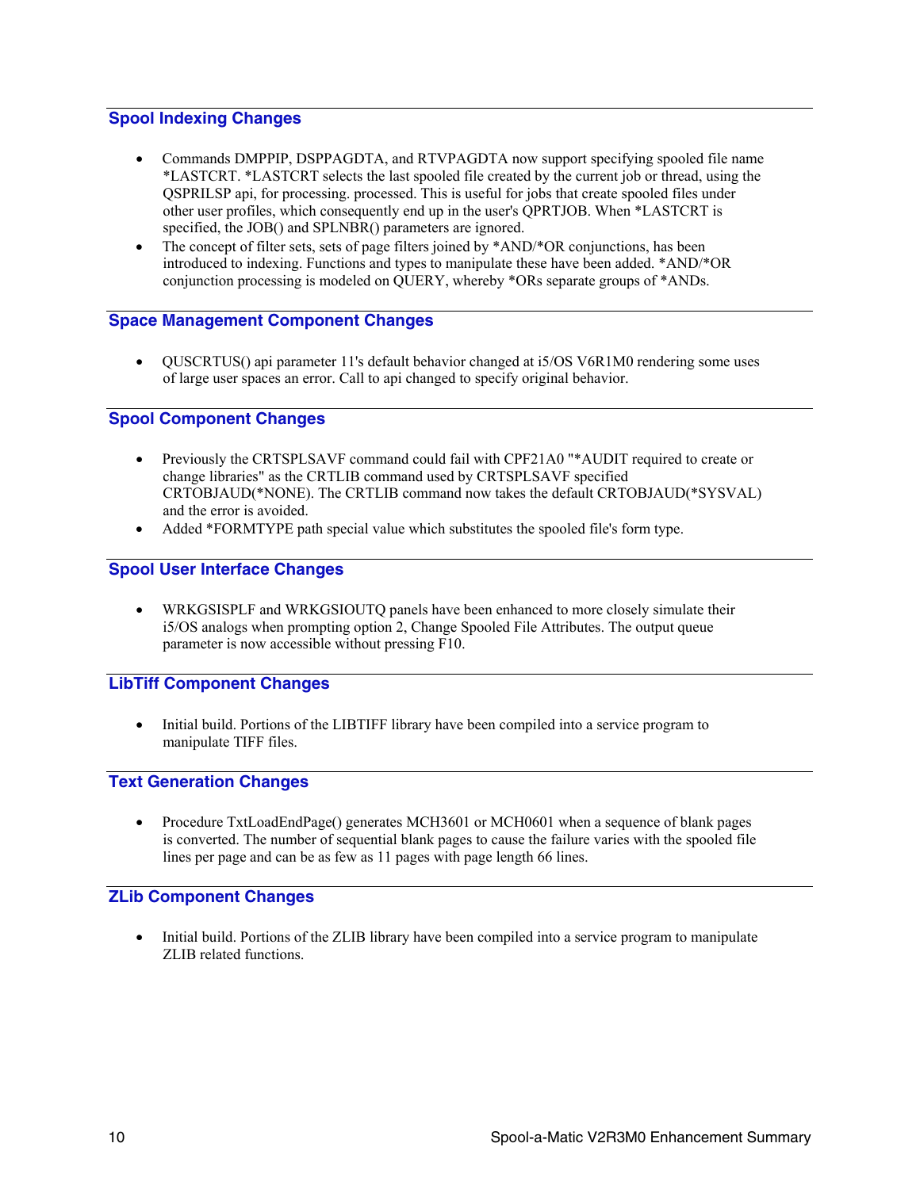## Spool Indexing Changes

- Commands DMPPIP, DSPPAGDTA, and RTVPAGDTA now support specifying spooled file name *LASTCRT. *LASTCRT selects the last spooled file created by the current job or thread, using the QSPRILSP api, for processing. processed. This is useful for jobs that create spooled files under other user profiles, which consequently end up in the user's QPRTJOB. When *LASTCRT is specified, the JOB() and SPLNBR() parameters are ignored.
- The concept of filter sets, sets of page filters joined by *AND/*OR conjunctions, has been introduced to indexing. Functions and types to manipulate these have been added. *AND/*OR conjunction processing is modeled on QUERY, whereby *ORs separate groups of *ANDs.

## Space Management Component Changes

- QUSCRTUS() api parameter 11's default behavior changed at i5/OS V6R1M0 rendering some uses of large user spaces an error. Call to api changed to specify original behavior.

## Spool Component Changes

- Previously the CRTSPLSAVF command could fail with CPF21A0 "*AUDIT required to create or change libraries" as the CRTLIB command used by CRTSPLSAVF specified CRTOBJAUD(*NONE). The CRTLIB command now takes the default CRTOBJAUD(*SYSVAL) and the error is avoided.
- Added *FORMTYPE path special value which substitutes the spooled file's form type.

## Spool User Interface Changes

- WRKGSISPLF and WRKGSIOUTQ panels have been enhanced to more closely simulate their i5/OS analogs when prompting option 2, Change Spooled File Attributes. The output queue parameter is now accessible without pressing F10.

## LibTiff Component Changes

- Initial build. Portions of the LIBTIFF library have been compiled into a service program to manipulate TIFF files.

## Text Generation Changes

- Procedure TxtLoadEndPage() generates MCH3601 or MCH0601 when a sequence of blank pages is converted. The number of sequential blank pages to cause the failure varies with the spooled file lines per page and can be as few as 11 pages with page length 66 lines.

## ZLib Component Changes

- Initial build. Portions of the ZLIB library have been compiled into a service program to manipulate ZLIB related functions.